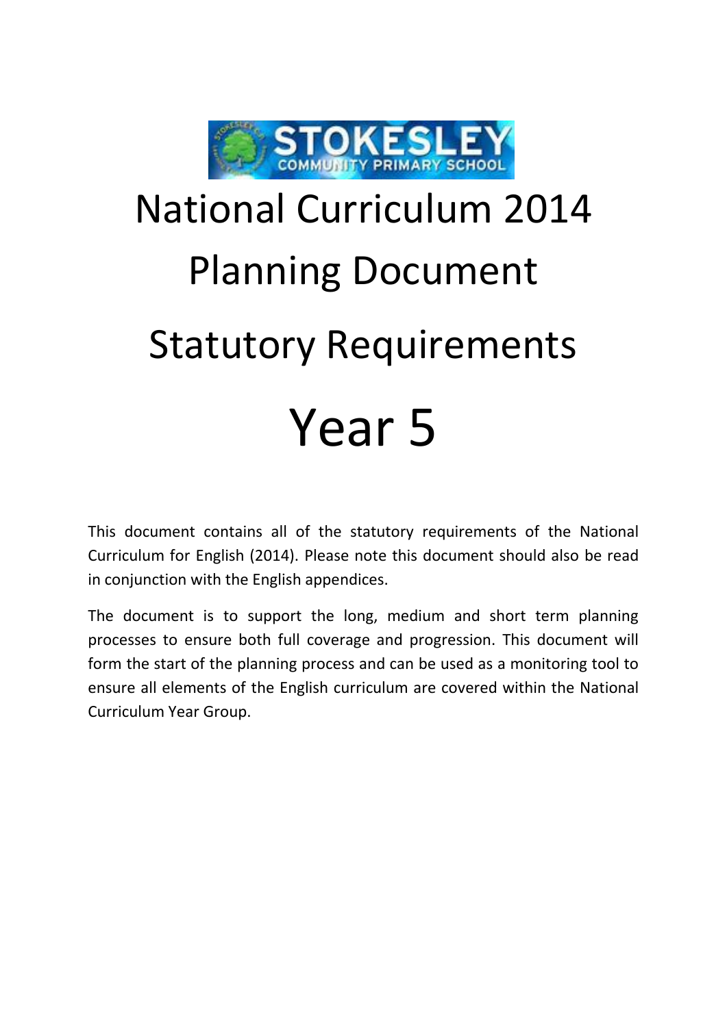# National Curriculum 2014

# Planning Document

# Statutory Requirements

# Year 5

This document contains all of the statutory requirements of the National Curriculum for English (2014). Please note this document should also be read in conjunction with the English appendices.

The document is to support the long, medium and short term planning processes to ensure both full coverage and progression. This document will form the start of the planning process and can be used as a monitoring tool to ensure all elements of the English curriculum are covered within the National Curriculum Year Group.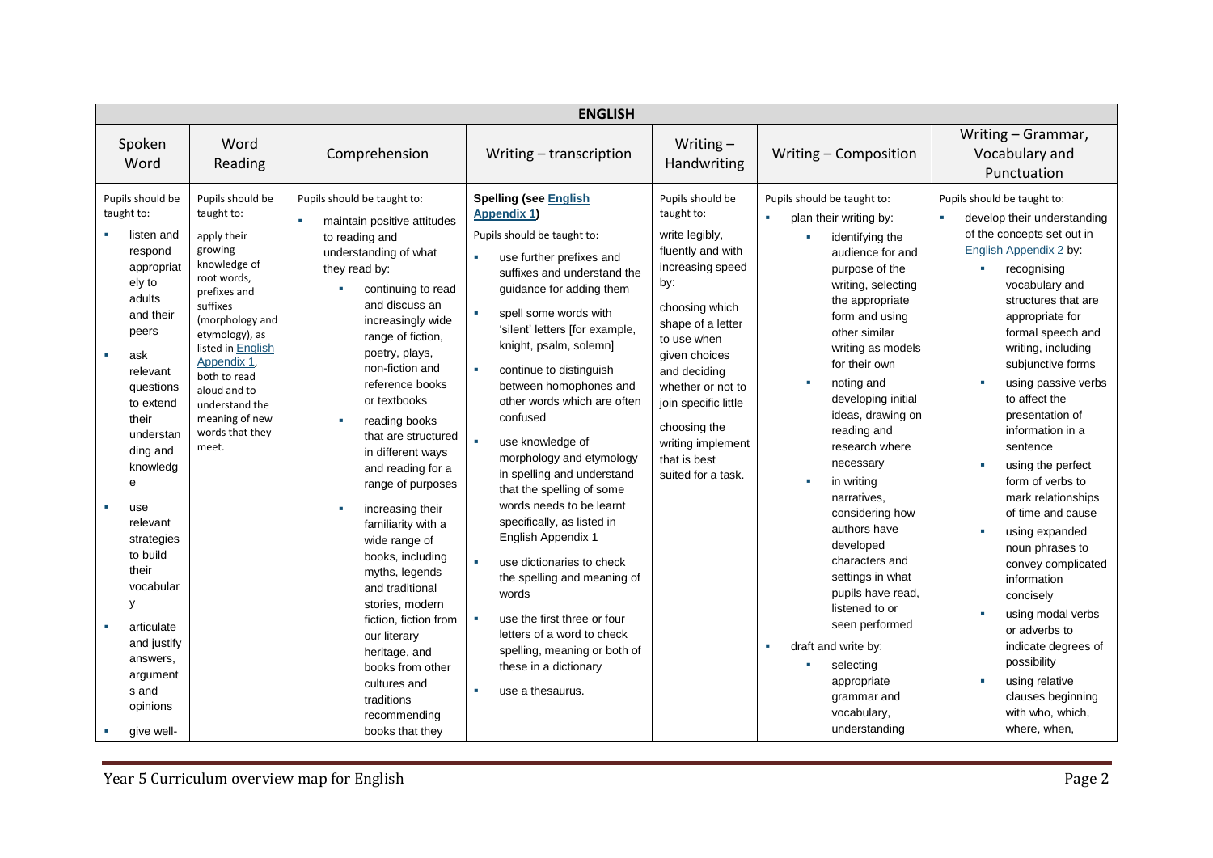| ENGLISH | | | | | | |
|---|---|---|---|---|---|---|
| Spoken Word | Word Reading | Comprehension | Writing – transcription | Writing – Handwriting | Writing – Composition | Writing – Grammar, Vocabulary and Punctuation |
| Pupils should be taught to:<br>▪ listen and respond appropriately to adults and their peers<br>▪ ask relevant questions to extend their understanding and knowledge<br>▪ use relevant strategies to build their vocabulary<br>▪ articulate and justify answers, arguments and opinions<br>▪ give well- | Pupils should be taught to:<br>apply their growing knowledge of root words, prefixes and suffixes (morphology and etymology), as listed in English Appendix 1, both to read aloud and to understand the meaning of new words that they meet. | Pupils should be taught to:<br>▪ maintain positive attitudes to reading and understanding of what they read by:<br>▪ continuing to read and discuss an increasingly wide range of fiction, poetry, plays, non-fiction and reference books or textbooks<br>▪ reading books that are structured in different ways and reading for a range of purposes<br>▪ increasing their familiarity with a wide range of books, including myths, legends and traditional stories, modern fiction, fiction from our literary heritage, and books from other cultures and traditions recommending books that they | **Spelling (see English Appendix 1)**<br>Pupils should be taught to:<br>▪ use further prefixes and suffixes and understand the guidance for adding them<br>▪ spell some words with 'silent' letters [for example, knight, psalm, solemn]<br>▪ continue to distinguish between homophones and other words which are often confused<br>▪ use knowledge of morphology and etymology in spelling and understand that the spelling of some words needs to be learnt specifically, as listed in English Appendix 1<br>▪ use dictionaries to check the spelling and meaning of words<br>▪ use the first three or four letters of a word to check spelling, meaning or both of these in a dictionary<br>▪ use a thesaurus. | Pupils should be taught to:<br>write legibly, fluently and with increasing speed by:<br>choosing which shape of a letter to use when given choices and deciding whether or not to join specific little<br>choosing the writing implement that is best suited for a task. | Pupils should be taught to:<br>▪ plan their writing by:<br>▪ identifying the audience for and purpose of the writing, selecting the appropriate form and using other similar writing as models for their own<br>▪ noting and developing initial ideas, drawing on reading and research where necessary<br>▪ in writing narratives, considering how authors have developed characters and settings in what pupils have read, listened to or seen performed<br>▪ draft and write by:<br>▪ selecting appropriate grammar and vocabulary, understanding | Pupils should be taught to:<br>▪ develop their understanding of the concepts set out in English Appendix 2 by:<br>▪ recognising vocabulary and structures that are appropriate for formal speech and writing, including subjunctive forms<br>▪ using passive verbs to affect the presentation of information in a sentence<br>▪ using the perfect form of verbs to mark relationships of time and cause<br>▪ using expanded noun phrases to convey complicated information concisely<br>▪ using modal verbs or adverbs to indicate degrees of possibility<br>▪ using relative clauses beginning with who, which, where, when, |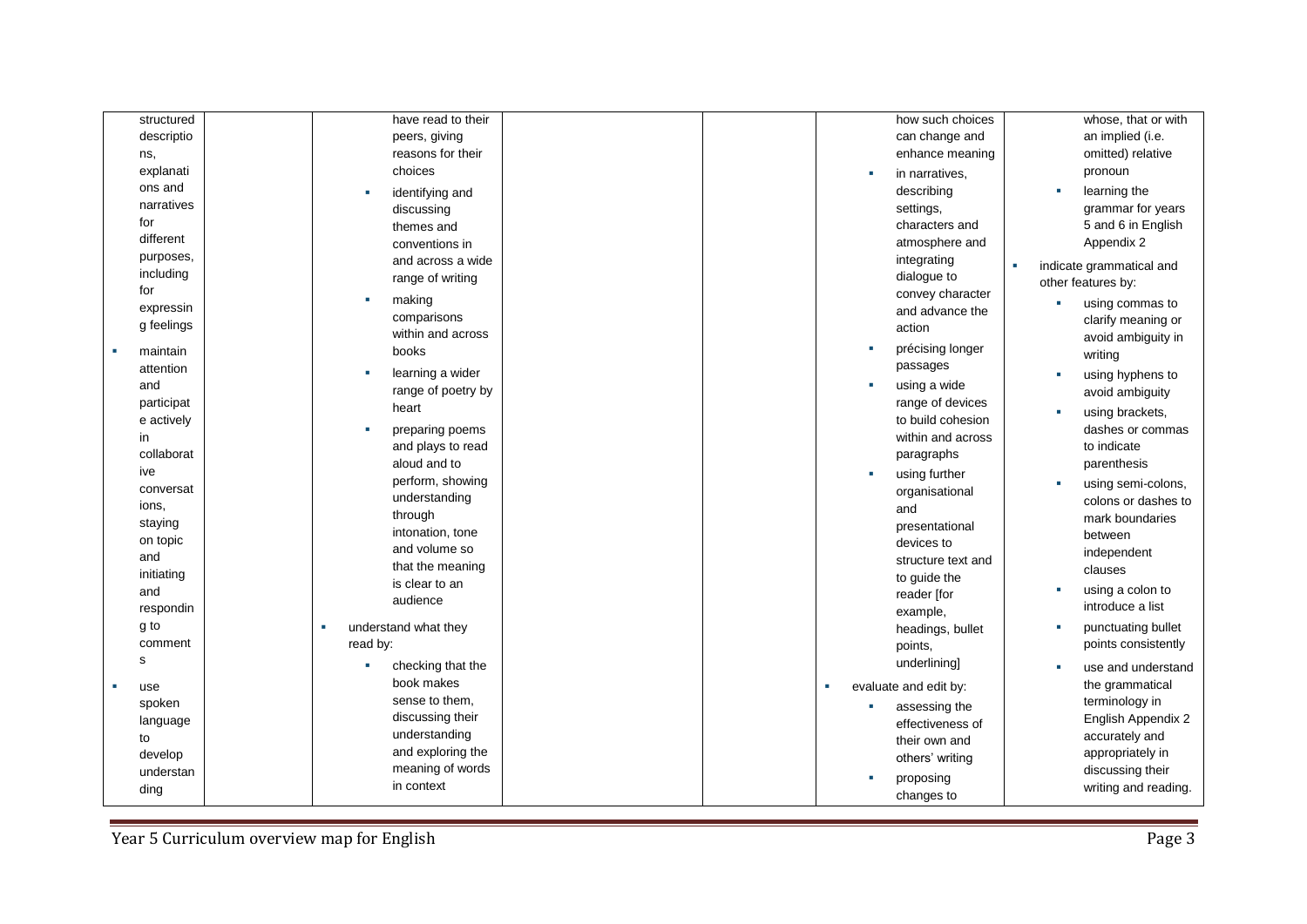| | | | | | | |
|---|---|---|---|---|---|---|
| structured descriptions, explanations and narratives for different purposes, including for expressing feelings<br>- maintain attention and participate actively in collaborative conversations, staying on topic and initiating and responding to comments<br>- use spoken language to develop understanding | | have read to their peers, giving reasons for their choices<br>- identifying and discussing themes and conventions in and across a wide range of writing<br>- making comparisons within and across books<br>- learning a wider range of poetry by heart<br>- preparing poems and plays to read aloud and to perform, showing understanding through intonation, tone and volume so that the meaning is clear to an audience<br>- understand what they read by:<br>  - checking that the book makes sense to them, discussing their understanding and exploring the meaning of words in context | | | how such choices can change and enhance meaning<br>- in narratives, describing settings, characters and atmosphere and integrating dialogue to convey character and advance the action<br>- précising longer passages<br>- using a wide range of devices to build cohesion within and across paragraphs<br>- using further organisational and presentational devices to structure text and to guide the reader [for example, headings, bullet points, underlining]<br>- evaluate and edit by:<br>  - assessing the effectiveness of their own and others' writing<br>  - proposing changes to | whose, that or with an implied (i.e. omitted) relative pronoun<br>- learning the grammar for years 5 and 6 in English Appendix 2<br>- indicate grammatical and other features by:<br>  - using commas to clarify meaning or avoid ambiguity in writing<br>  - using hyphens to avoid ambiguity<br>  - using brackets, dashes or commas to indicate parenthesis<br>  - using semi-colons, colons or dashes to mark boundaries between independent clauses<br>  - using a colon to introduce a list<br>  - punctuating bullet points consistently<br>  - use and understand the grammatical terminology in English Appendix 2 accurately and appropriately in discussing their writing and reading. |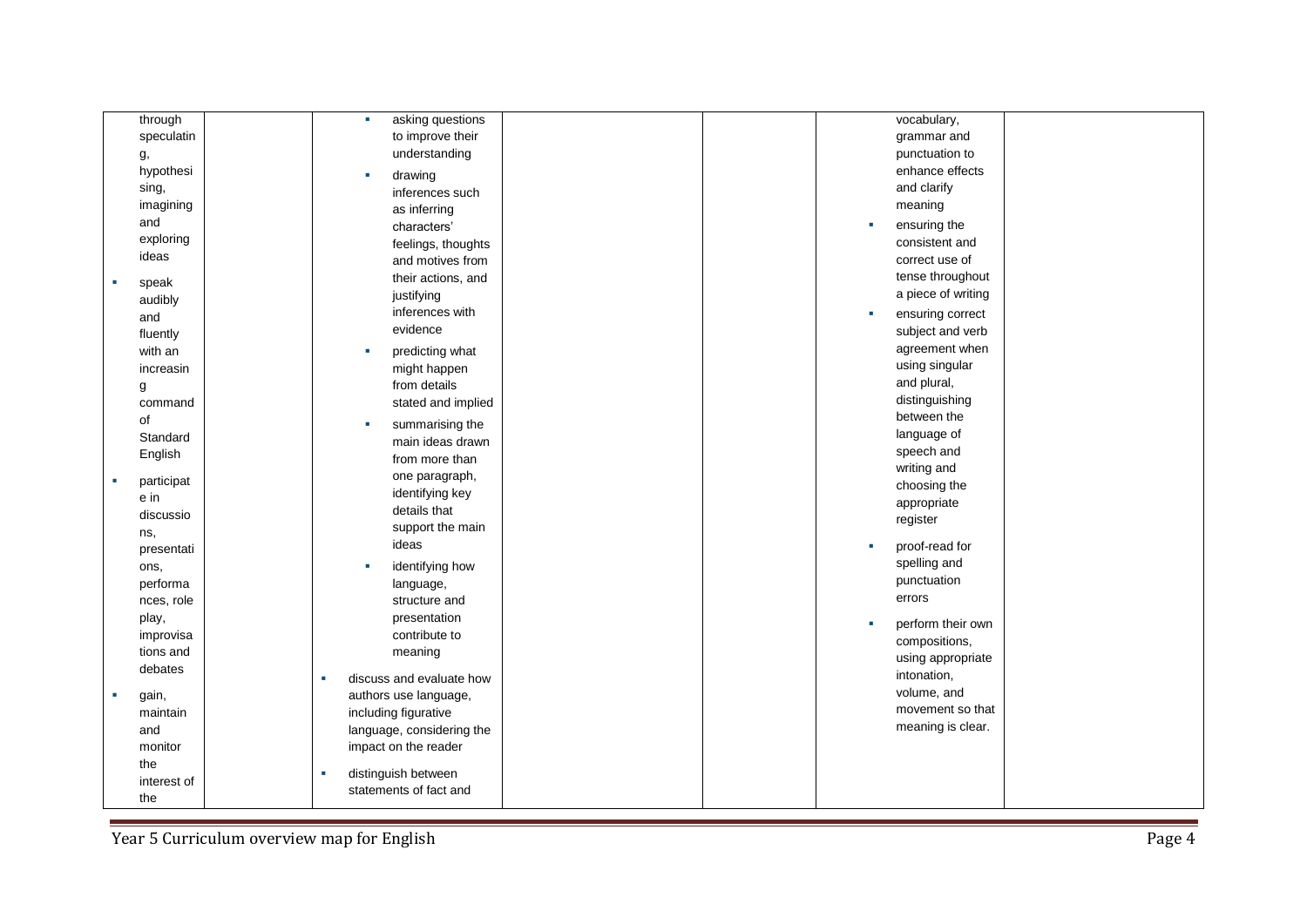| | | | | | | | |
|---|---|---|---|---|---|---|---|
| through speculating, hypothesising, imagining and exploring ideas<br>- speak audibly and fluently with an increasing command of Standard English<br>- participate in discussions, presentations, performances, role play, improvisations and debates<br>- gain, maintain and monitor the interest of the | | - asking questions to improve their understanding<br>- drawing inferences such as inferring characters' feelings, thoughts and motives from their actions, and justifying inferences with evidence<br>- predicting what might happen from details stated and implied<br>- summarising the main ideas drawn from more than one paragraph, identifying key details that support the main ideas<br>- identifying how language, structure and presentation contribute to meaning<br><br>- discuss and evaluate how authors use language, including figurative language, considering the impact on the reader<br>- distinguish between statements of fact and | | | | vocabulary, grammar and punctuation to enhance effects and clarify meaning<br>- ensuring the consistent and correct use of tense throughout a piece of writing<br>- ensuring correct subject and verb agreement when using singular and plural, distinguishing between the language of speech and writing and choosing the appropriate register<br>- proof-read for spelling and punctuation errors<br>- perform their own compositions, using appropriate intonation, volume, and movement so that meaning is clear. | |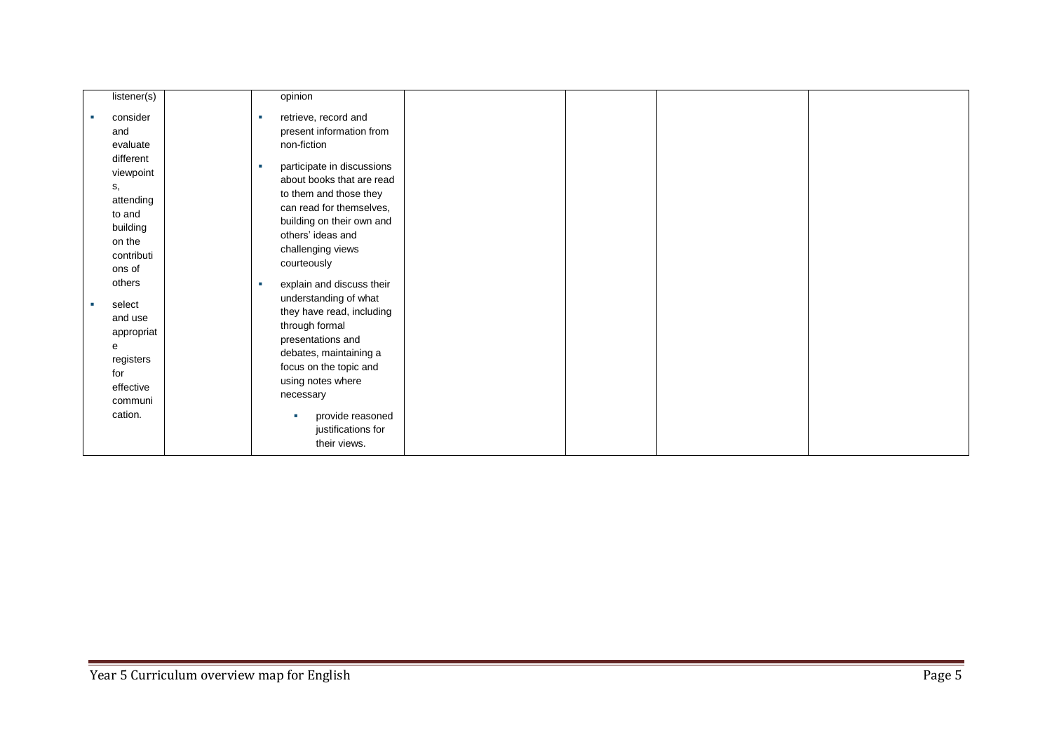| | | | | | | |
|---|---|---|---|---|---|---|
| listener(s)<br>▪ consider and evaluate different viewpoints, attending to and building on the contributions of others<br>▪ select and use appropriate registers for effective communication. | | opinion<br>▪ retrieve, record and present information from non-fiction<br>▪ participate in discussions about books that are read to them and those they can read for themselves, building on their own and others' ideas and challenging views courteously<br>▪ explain and discuss their understanding of what they have read, including through formal presentations and debates, maintaining a focus on the topic and using notes where necessary<br>&nbsp;&nbsp;&nbsp;&nbsp;▪ provide reasoned justifications for their views. | | | | |